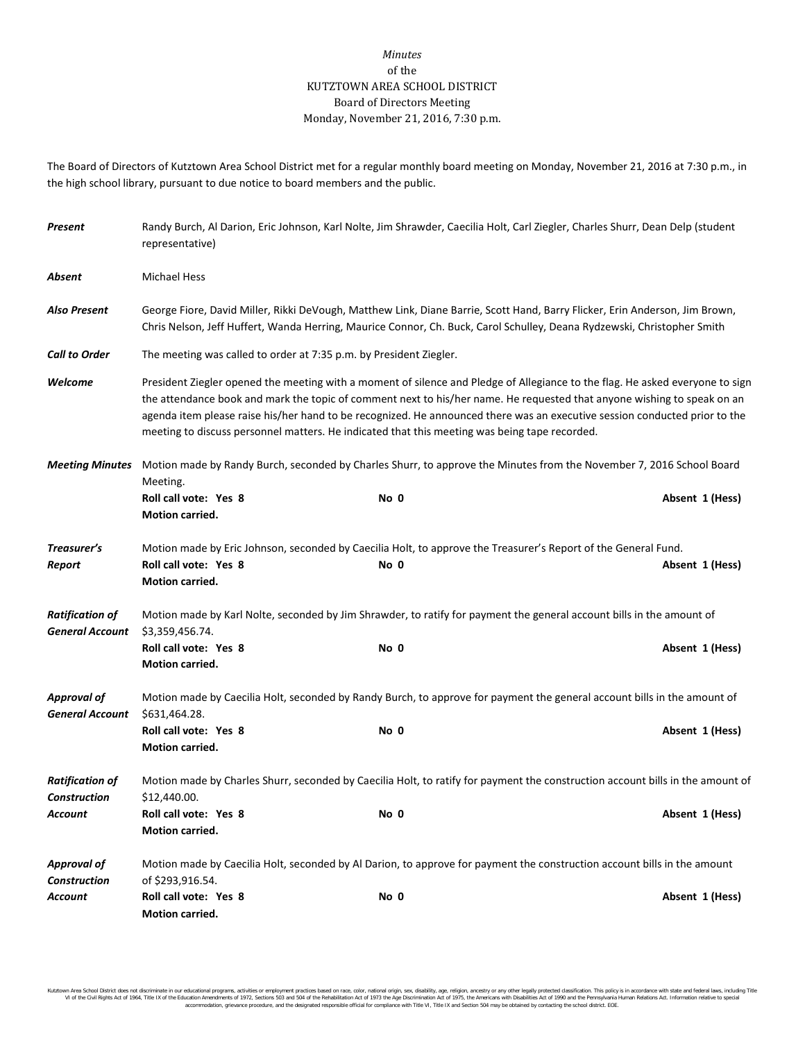*Minutes*
of the
KUTZTOWN AREA SCHOOL DISTRICT
Board of Directors Meeting
Monday, November 21, 2016, 7:30 p.m.

The Board of Directors of Kutztown Area School District met for a regular monthly board meeting on Monday, November 21, 2016 at 7:30 p.m., in the high school library, pursuant to due notice to board members and the public.

***Present*** Randy Burch, Al Darion, Eric Johnson, Karl Nolte, Jim Shrawder, Caecilia Holt, Carl Ziegler, Charles Shurr, Dean Delp (student representative)

***Absent*** Michael Hess

***Also Present*** George Fiore, David Miller, Rikki DeVough, Matthew Link, Diane Barrie, Scott Hand, Barry Flicker, Erin Anderson, Jim Brown, Chris Nelson, Jeff Huffert, Wanda Herring, Maurice Connor, Ch. Buck, Carol Schulley, Deana Rydzewski, Christopher Smith

***Call to Order*** The meeting was called to order at 7:35 p.m. by President Ziegler.

***Welcome*** President Ziegler opened the meeting with a moment of silence and Pledge of Allegiance to the flag. He asked everyone to sign the attendance book and mark the topic of comment next to his/her name. He requested that anyone wishing to speak on an agenda item please raise his/her hand to be recognized. He announced there was an executive session conducted prior to the meeting to discuss personnel matters. He indicated that this meeting was being tape recorded.

***Meeting Minutes*** Motion made by Randy Burch, seconded by Charles Shurr, to approve the Minutes from the November 7, 2016 School Board Meeting.
**Roll call vote: Yes 8** No 0 Absent 1 (Hess)
**Motion carried.**

***Treasurer's Report*** Motion made by Eric Johnson, seconded by Caecilia Holt, to approve the Treasurer's Report of the General Fund.
**Roll call vote: Yes 8** No 0 Absent 1 (Hess)
**Motion carried.**

***Ratification of General Account*** Motion made by Karl Nolte, seconded by Jim Shrawder, to ratify for payment the general account bills in the amount of $3,359,456.74.
**Roll call vote: Yes 8** No 0 Absent 1 (Hess)
**Motion carried.**

***Approval of General Account*** Motion made by Caecilia Holt, seconded by Randy Burch, to approve for payment the general account bills in the amount of $631,464.28.
**Roll call vote: Yes 8** No 0 Absent 1 (Hess)
**Motion carried.**

***Ratification of Construction Account*** Motion made by Charles Shurr, seconded by Caecilia Holt, to ratify for payment the construction account bills in the amount of $12,440.00.
**Roll call vote: Yes 8** No 0 Absent 1 (Hess)
**Motion carried.**

***Approval of Construction Account*** Motion made by Caecilia Holt, seconded by Al Darion, to approve for payment the construction account bills in the amount of $293,916.54.
**Roll call vote: Yes 8** No 0 Absent 1 (Hess)
**Motion carried.**

Kutztown Area School District does not discriminate in our educational programs, activities or employment practices based on race, color, national origin, sex, disability, age, religion, ancestry or any other legally protected classification. This policy is in accordance with state and federal laws, including Title VI of the Civil Rights Act of 1964, Title IX of the Education Amendments of 1972, Sections 503 and 504 of the Rehabilitation Act of 1973 the Age Discrimination Act of 1975, the Americans with Disabilities Act of 1990 and the Pennsylvania Human Relations Act. Information relative to special accommodation, grievance procedure, and the designated responsible official for compliance with Title VI, Title IX and Section 504 may be obtained by contacting the school district. EOE.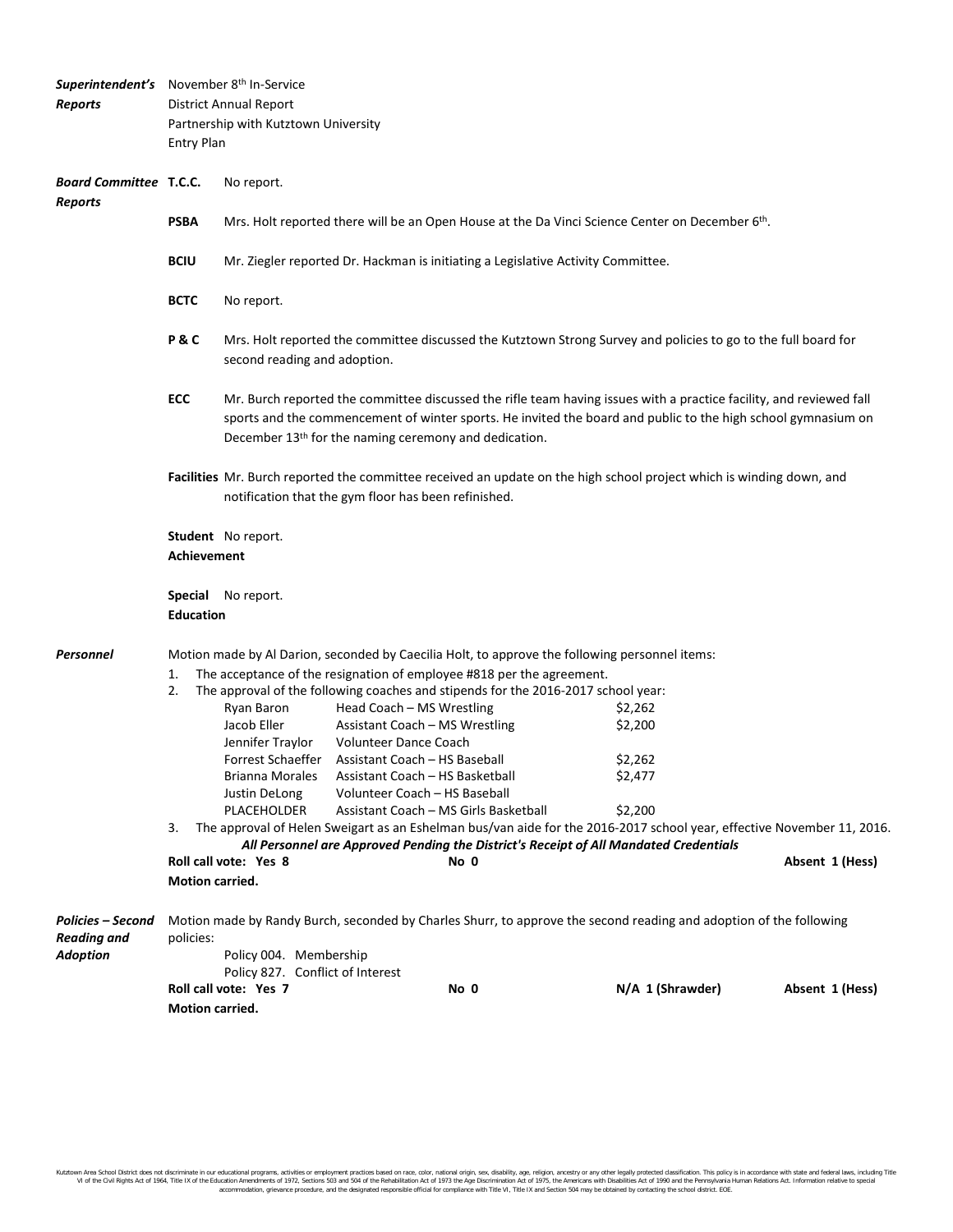***Superintendent's Reports***

November 8th In-Service
District Annual Report
Partnership with Kutztown University
Entry Plan

***Board Committee Reports***

**T.C.C.** No report.

**PSBA** Mrs. Holt reported there will be an Open House at the Da Vinci Science Center on December 6th.

**BCIU** Mr. Ziegler reported Dr. Hackman is initiating a Legislative Activity Committee.

**BCTC** No report.

**P & C** Mrs. Holt reported the committee discussed the Kutztown Strong Survey and policies to go to the full board for second reading and adoption.

**ECC** Mr. Burch reported the committee discussed the rifle team having issues with a practice facility, and reviewed fall sports and the commencement of winter sports. He invited the board and public to the high school gymnasium on December 13th for the naming ceremony and dedication.

**Facilities** Mr. Burch reported the committee received an update on the high school project which is winding down, and notification that the gym floor has been refinished.

**Student Achievement** No report.

**Special Education** No report.

***Personnel***

Motion made by Al Darion, seconded by Caecilia Holt, to approve the following personnel items:

1. The acceptance of the resignation of employee #818 per the agreement.
2. The approval of the following coaches and stipends for the 2016-2017 school year:

| Name | Position | Stipend |
|---|---|---|
| Ryan Baron | Head Coach – MS Wrestling | $2,262 |
| Jacob Eller | Assistant Coach – MS Wrestling | $2,200 |
| Jennifer Traylor | Volunteer Dance Coach | |
| Forrest Schaeffer | Assistant Coach – HS Baseball | $2,262 |
| Brianna Morales | Assistant Coach – HS Basketball | $2,477 |
| Justin DeLong | Volunteer Coach – HS Baseball | |
| PLACEHOLDER | Assistant Coach – MS Girls Basketball | $2,200 |

3. The approval of Helen Sweigart as an Eshelman bus/van aide for the 2016-2017 school year, effective November 11, 2016.

***All Personnel are Approved Pending the District's Receipt of All Mandated Credentials***

**Roll call vote: Yes 8** **No 0** **Absent 1 (Hess)**
**Motion carried.**

***Policies – Second Reading and Adoption***

Motion made by Randy Burch, seconded by Charles Shurr, to approve the second reading and adoption of the following policies:

Policy 004. Membership
Policy 827. Conflict of Interest

**Roll call vote: Yes 7** **No 0** **N/A 1 (Shrawder)** **Absent 1 (Hess)**
**Motion carried.**

Kutztown Area School District does not discriminate in our educational programs, activities or employment practices based on race, color, national origin, sex, disability, age, religion, ancestry or any other legally protected classification. This policy is in accordance with state and federal laws, including Title VI of the Civil Rights Act of 1964, Title IX of the Education Amendments of 1972, Sections 503 and 504 of the Rehabilitation Act of 1973 the Age Discrimination Act of 1975, the Americans with Disabilities Act of 1990 and the Pennsylvania Human Relations Act. Information relative to special accommodation, grievance procedure, and the designated responsible official for compliance with Title VI, Title IX and Section 504 may be obtained by contacting the school district. EOE.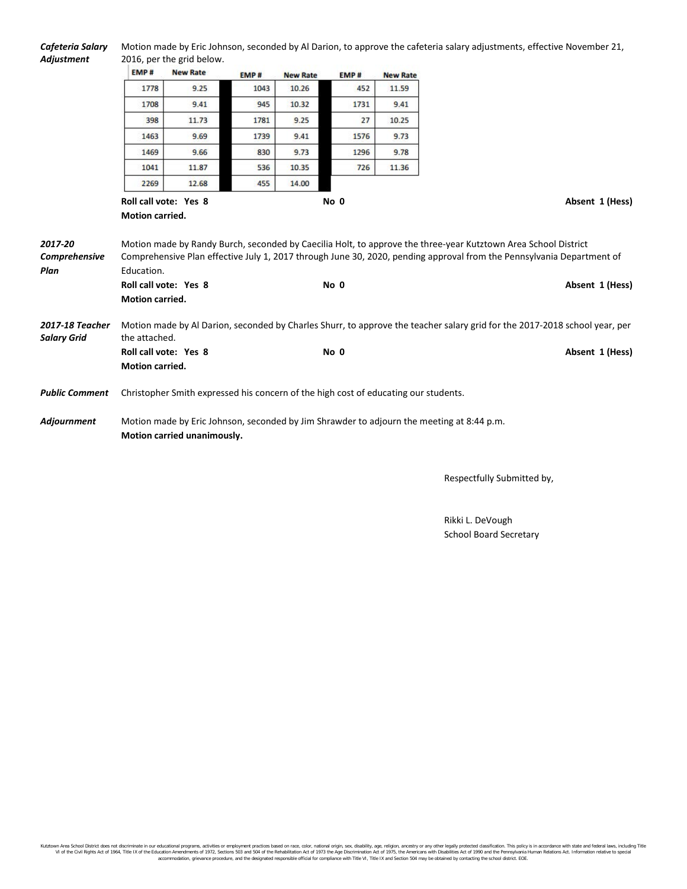***Cafeteria Salary Adjustment*** Motion made by Eric Johnson, seconded by Al Darion, to approve the cafeteria salary adjustments, effective November 21, 2016, per the grid below.

| EMP # | New Rate | EMP # | New Rate | EMP # | New Rate |
|---|---|---|---|---|---|
| 1778 | 9.25 | 1043 | 10.26 | 452 | 11.59 |
| 1708 | 9.41 | 945 | 10.32 | 1731 | 9.41 |
| 398 | 11.73 | 1781 | 9.25 | 27 | 10.25 |
| 1463 | 9.69 | 1739 | 9.41 | 1576 | 9.73 |
| 1469 | 9.66 | 830 | 9.73 | 1296 | 9.78 |
| 1041 | 11.87 | 536 | 10.35 | 726 | 11.36 |
| 2269 | 12.68 | 455 | 14.00 | | |

**Roll call vote: Yes 8** **No 0** **Absent 1 (Hess)**
**Motion carried.**

***2017-20 Comprehensive Plan*** Motion made by Randy Burch, seconded by Caecilia Holt, to approve the three-year Kutztown Area School District Comprehensive Plan effective July 1, 2017 through June 30, 2020, pending approval from the Pennsylvania Department of Education.
**Roll call vote: Yes 8** **No 0** **Absent 1 (Hess)**
**Motion carried.**

***2017-18 Teacher Salary Grid*** Motion made by Al Darion, seconded by Charles Shurr, to approve the teacher salary grid for the 2017-2018 school year, per the attached.
**Roll call vote: Yes 8** **No 0** **Absent 1 (Hess)**
**Motion carried.**

***Public Comment*** Christopher Smith expressed his concern of the high cost of educating our students.

***Adjournment*** Motion made by Eric Johnson, seconded by Jim Shrawder to adjourn the meeting at 8:44 p.m.
**Motion carried unanimously.**

Respectfully Submitted by,

Rikki L. DeVough
School Board Secretary

Kutztown Area School District does not discriminate in our educational programs, activities or employment practices based on race, color, national origin, sex, disability, age, religion, ancestry or any other legally protected classification. This policy is in accordance with state and federal laws, including Title VI of the Civil Rights Act of 1964, Title IX of the Education Amendments of 1972, Sections 503 and 504 of the Rehabilitation Act of 1973 the Age Discrimination Act of 1975, the Americans with Disabilities Act of 1990 and the Pennsylvania Human Relations Act. Information relative to special accommodation, grievance procedure, and the designated responsible official for compliance with Title VI, Title IX and Section 504 may be obtained by contacting the school district. EOE.